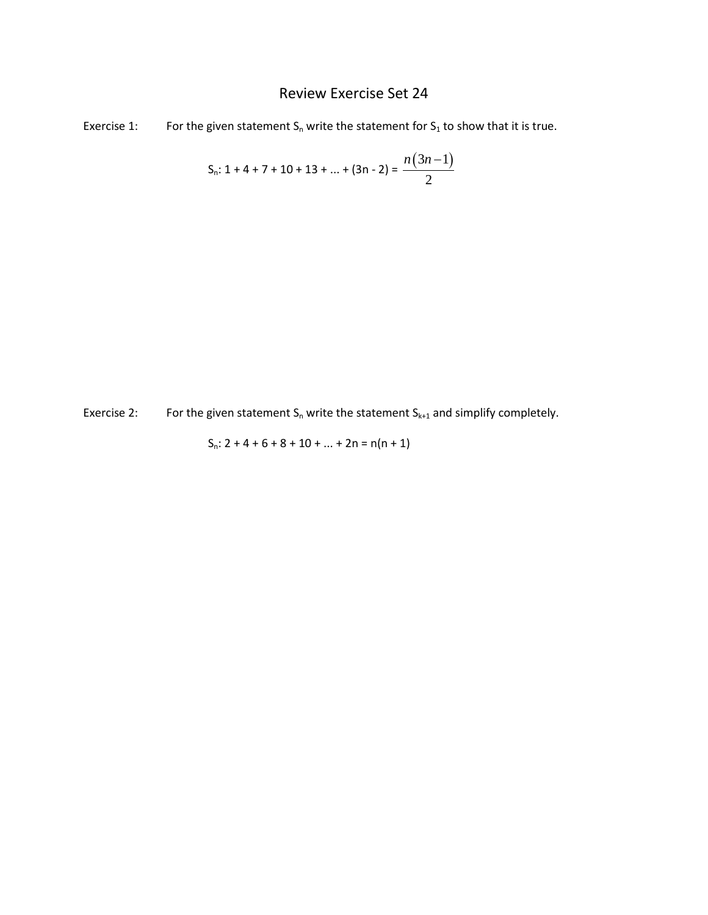# Review Exercise Set 24

Exercise 1: For the given statement $S_n$ write the statement for $S_1$ to show that it is true.

$$S_n: 1 + 4 + 7 + 10 + 13 + \ldots + (3n - 2) = \frac{n(3n-1)}{2}$$

Exercise 2: For the given statement $S_n$ write the statement $S_{k+1}$ and simplify completely.

$$S_n: 2 + 4 + 6 + 8 + 10 + \ldots + 2n = n(n + 1)$$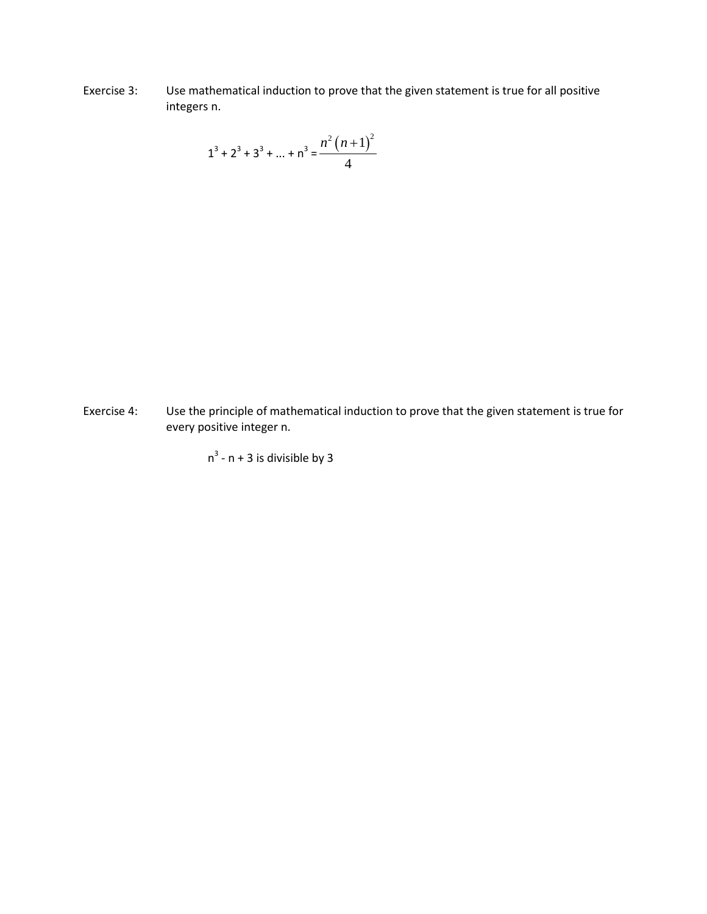Exercise 3: Use mathematical induction to prove that the given statement is true for all positive integers n.

$$1^3 + 2^3 + 3^3 + \ldots + n^3 = \frac{n^2(n+1)^2}{4}$$

Exercise 4: Use the principle of mathematical induction to prove that the given statement is true for every positive integer n.

$n^3 - n + 3$ is divisible by 3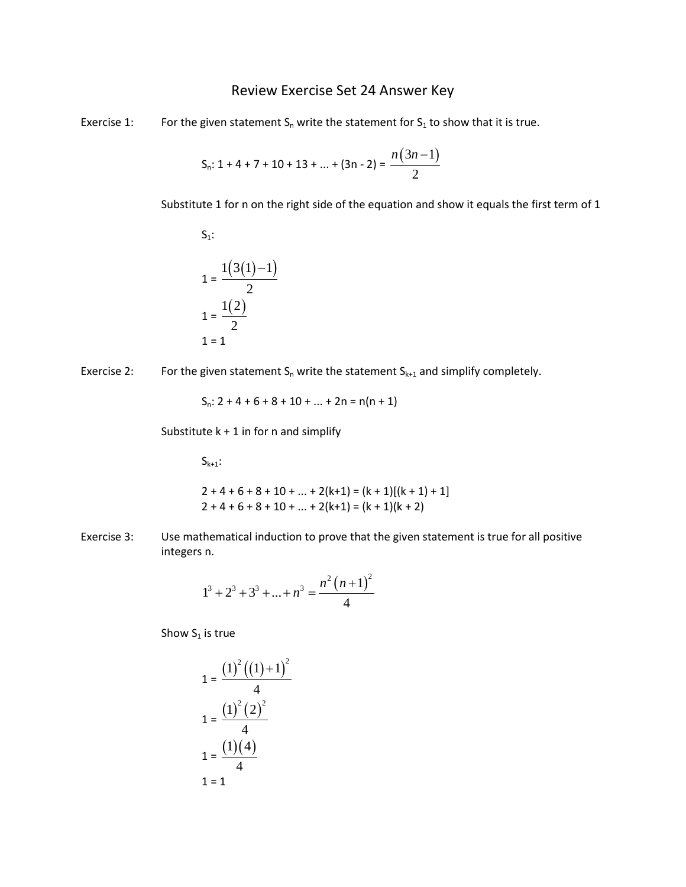# Review Exercise Set 24 Answer Key

Exercise 1: For the given statement $S_n$ write the statement for $S_1$ to show that it is true.

$$S_n: 1 + 4 + 7 + 10 + 13 + ... + (3n - 2) = \frac{n(3n-1)}{2}$$

Substitute 1 for n on the right side of the equation and show it equals the first term of 1

$S_1$:

$$1 = \frac{1(3(1)-1)}{2}$$

$$1 = \frac{1(2)}{2}$$

$$1 = 1$$

Exercise 2: For the given statement $S_n$ write the statement $S_{k+1}$ and simplify completely.

$$S_n: 2 + 4 + 6 + 8 + 10 + ... + 2n = n(n + 1)$$

Substitute k + 1 in for n and simplify

$S_{k+1}$:

$$2 + 4 + 6 + 8 + 10 + ... + 2(k+1) = (k + 1)[(k + 1) + 1]$$

$$2 + 4 + 6 + 8 + 10 + ... + 2(k+1) = (k + 1)(k + 2)$$

Exercise 3: Use mathematical induction to prove that the given statement is true for all positive integers n.

$$1^3 + 2^3 + 3^3 + ... + n^3 = \frac{n^2(n+1)^2}{4}$$

Show $S_1$ is true

$$1 = \frac{(1)^2((1)+1)^2}{4}$$

$$1 = \frac{(1)^2(2)^2}{4}$$

$$1 = \frac{(1)(4)}{4}$$

$$1 = 1$$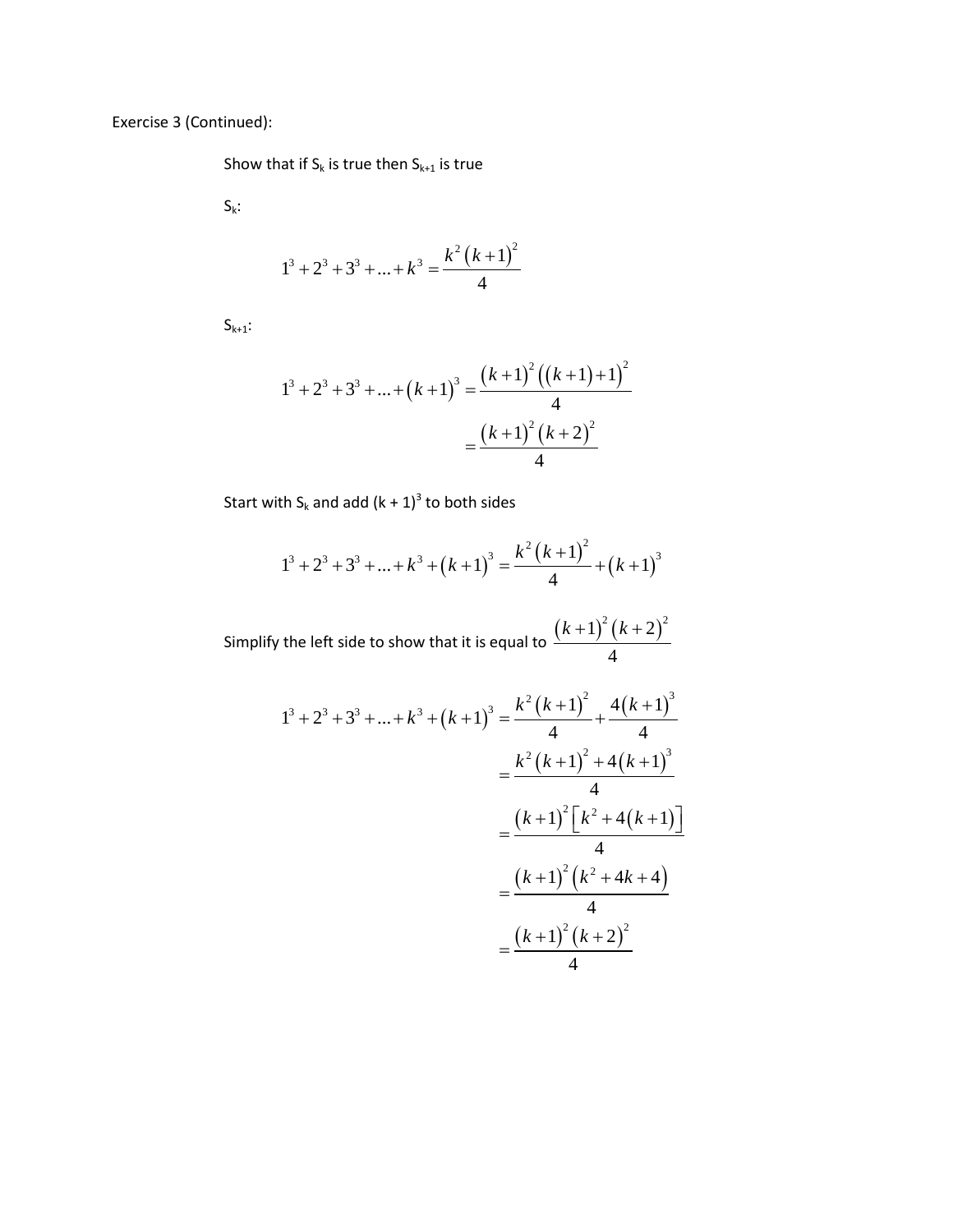Exercise 3 (Continued):

Show that if $S_k$ is true then $S_{k+1}$ is true

$S_k$:

$$1^3 + 2^3 + 3^3 + \ldots + k^3 = \frac{k^2(k+1)^2}{4}$$

$S_{k+1}$:

$$\begin{aligned} 1^3 + 2^3 + 3^3 + \ldots + (k+1)^3 &= \frac{(k+1)^2\left((k+1)+1\right)^2}{4} \\ &= \frac{(k+1)^2(k+2)^2}{4} \end{aligned}$$

Start with $S_k$ and add $(k + 1)^3$ to both sides

$$1^3 + 2^3 + 3^3 + \ldots + k^3 + (k+1)^3 = \frac{k^2(k+1)^2}{4} + (k+1)^3$$

Simplify the left side to show that it is equal to $\frac{(k+1)^2(k+2)^2}{4}$

$$\begin{aligned} 1^3 + 2^3 + 3^3 + \ldots + k^3 + (k+1)^3 &= \frac{k^2(k+1)^2}{4} + \frac{4(k+1)^3}{4} \\ &= \frac{k^2(k+1)^2 + 4(k+1)^3}{4} \\ &= \frac{(k+1)^2\left[k^2 + 4(k+1)\right]}{4} \\ &= \frac{(k+1)^2\left(k^2 + 4k + 4\right)}{4} \\ &= \frac{(k+1)^2(k+2)^2}{4} \end{aligned}$$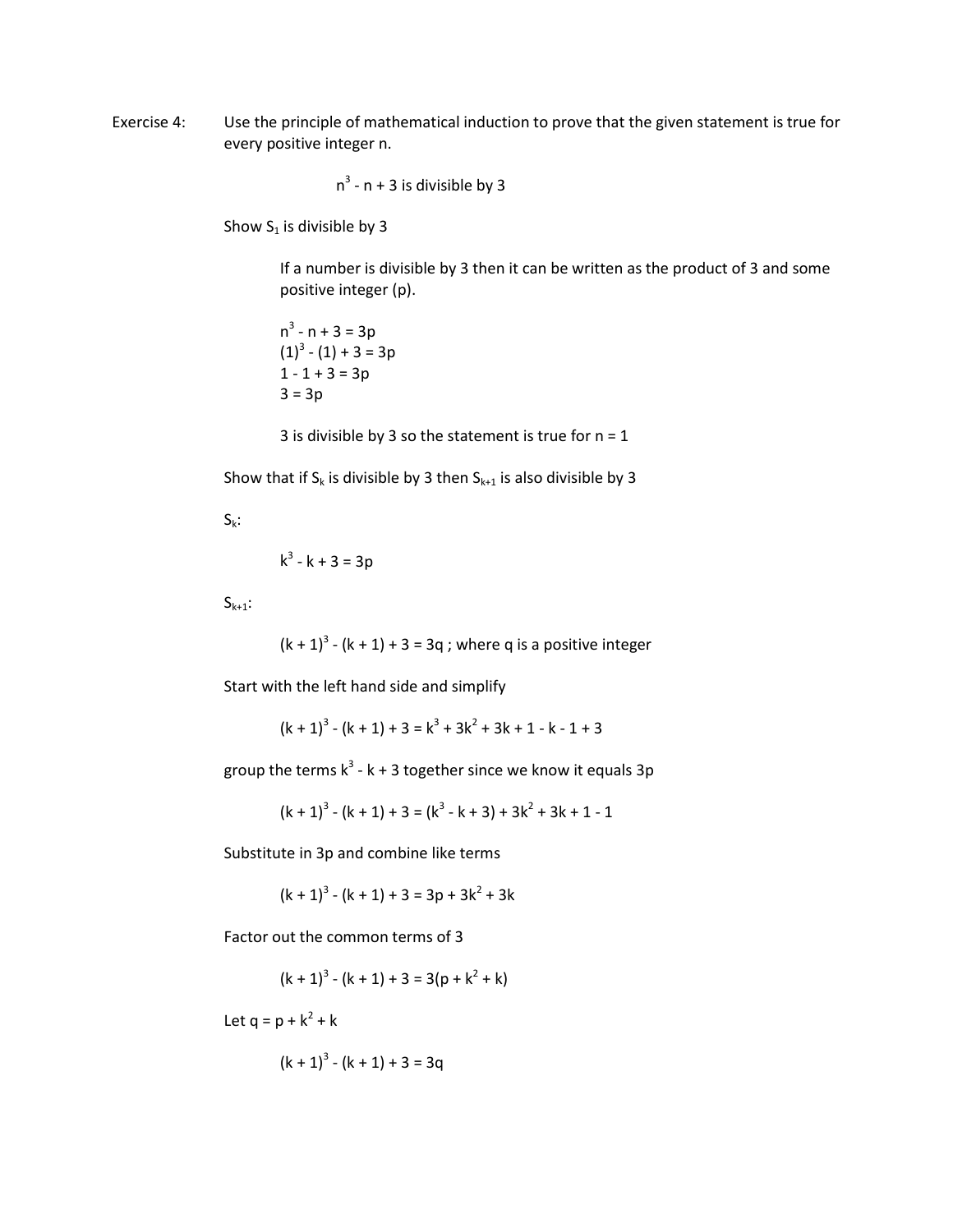Exercise 4: Use the principle of mathematical induction to prove that the given statement is true for every positive integer n.

$$n^3 - n + 3 \text{ is divisible by } 3$$

Show $S_1$ is divisible by 3

If a number is divisible by 3 then it can be written as the product of 3 and some positive integer (p).

$n^3 - n + 3 = 3p$
$(1)^3 - (1) + 3 = 3p$
$1 - 1 + 3 = 3p$
$3 = 3p$

3 is divisible by 3 so the statement is true for n = 1

Show that if $S_k$ is divisible by 3 then $S_{k+1}$ is also divisible by 3

$S_k$:

$$k^3 - k + 3 = 3p$$

$S_{k+1}$:

$$(k + 1)^3 - (k + 1) + 3 = 3q \text{ ; where q is a positive integer}$$

Start with the left hand side and simplify

$$(k + 1)^3 - (k + 1) + 3 = k^3 + 3k^2 + 3k + 1 - k - 1 + 3$$

group the terms $k^3 - k + 3$ together since we know it equals 3p

$$(k + 1)^3 - (k + 1) + 3 = (k^3 - k + 3) + 3k^2 + 3k + 1 - 1$$

Substitute in 3p and combine like terms

$$(k + 1)^3 - (k + 1) + 3 = 3p + 3k^2 + 3k$$

Factor out the common terms of 3

$$(k + 1)^3 - (k + 1) + 3 = 3(p + k^2 + k)$$

Let $q = p + k^2 + k$

$$(k + 1)^3 - (k + 1) + 3 = 3q$$